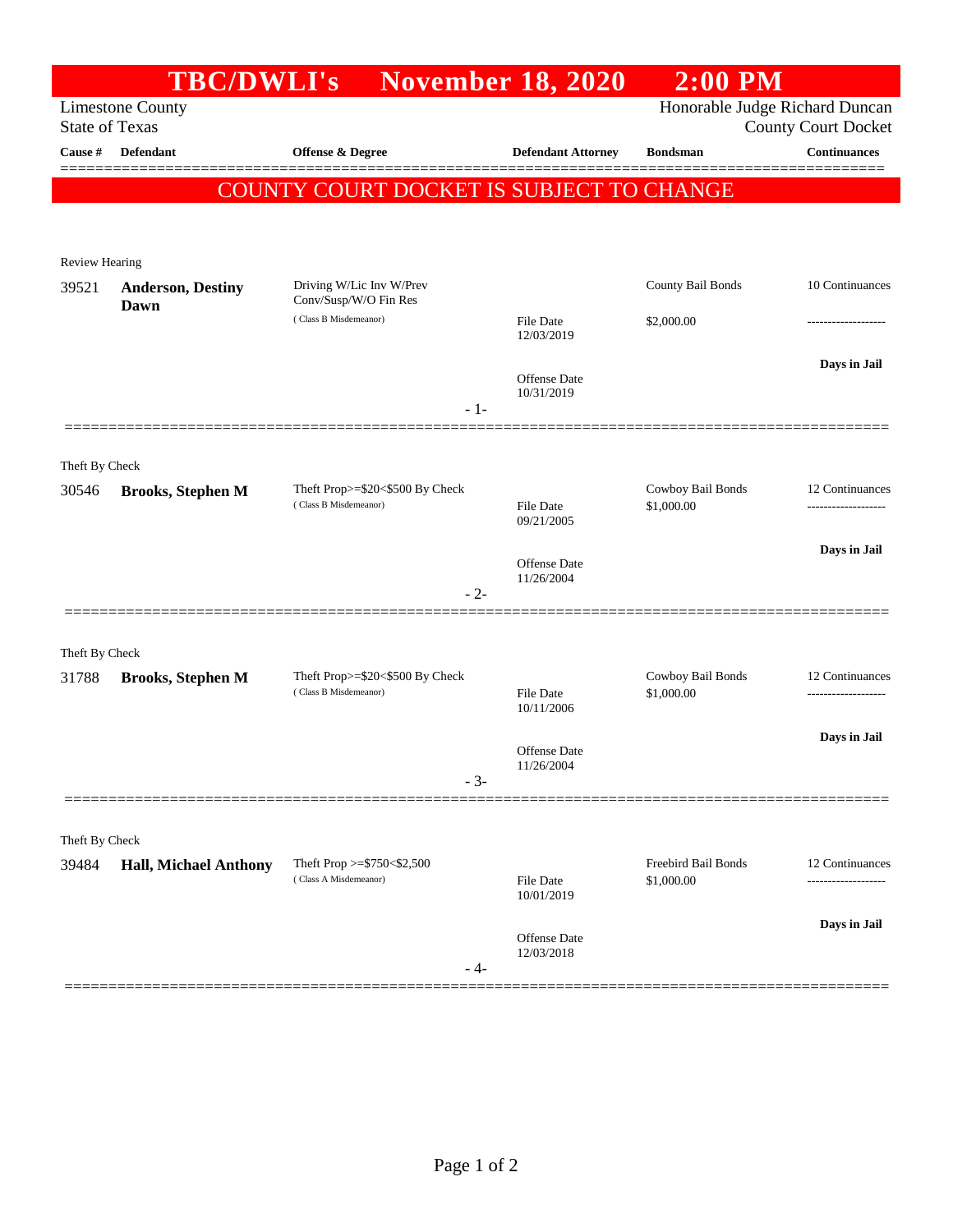# TBC/DWLI's November 18, 2020 2:00 PM

Limestone County
State of Texas

Honorable Judge Richard Duncan
County Court Docket

| Cause # | Defendant | Offense & Degree | Defendant Attorney | Bondsman | Continuances |
|---|---|---|---|---|---|

**COUNTY COURT DOCKET IS SUBJECT TO CHANGE**

Review Hearing

| Cause # | Defendant | Offense & Degree | Defendant Attorney | Bondsman | Continuances |
|---|---|---|---|---|---|
| 39521 | **Anderson, Destiny Dawn** | Driving W/Lic Inv W/Prev Conv/Susp/W/O Fin Res (Class B Misdemeanor) | File Date 12/03/2019 | County Bail Bonds $2,000.00 | 10 Continuances |
| | | | Offense Date 10/31/2019 | | **Days in Jail** |

- 1-

Theft By Check

| Cause # | Defendant | Offense & Degree | Defendant Attorney | Bondsman | Continuances |
|---|---|---|---|---|---|
| 30546 | **Brooks, Stephen M** | Theft Prop>=$20<$500 By Check (Class B Misdemeanor) | File Date 09/21/2005 | Cowboy Bail Bonds $1,000.00 | 12 Continuances |
| | | | Offense Date 11/26/2004 | | **Days in Jail** |

- 2-

Theft By Check

| Cause # | Defendant | Offense & Degree | Defendant Attorney | Bondsman | Continuances |
|---|---|---|---|---|---|
| 31788 | **Brooks, Stephen M** | Theft Prop>=$20<$500 By Check (Class B Misdemeanor) | File Date 10/11/2006 | Cowboy Bail Bonds $1,000.00 | 12 Continuances |
| | | | Offense Date 11/26/2004 | | **Days in Jail** |

- 3-

Theft By Check

| Cause # | Defendant | Offense & Degree | Defendant Attorney | Bondsman | Continuances |
|---|---|---|---|---|---|
| 39484 | **Hall, Michael Anthony** | Theft Prop >=$750<$2,500 (Class A Misdemeanor) | File Date 10/01/2019 | Freebird Bail Bonds $1,000.00 | 12 Continuances |
| | | | Offense Date 12/03/2018 | | **Days in Jail** |

- 4-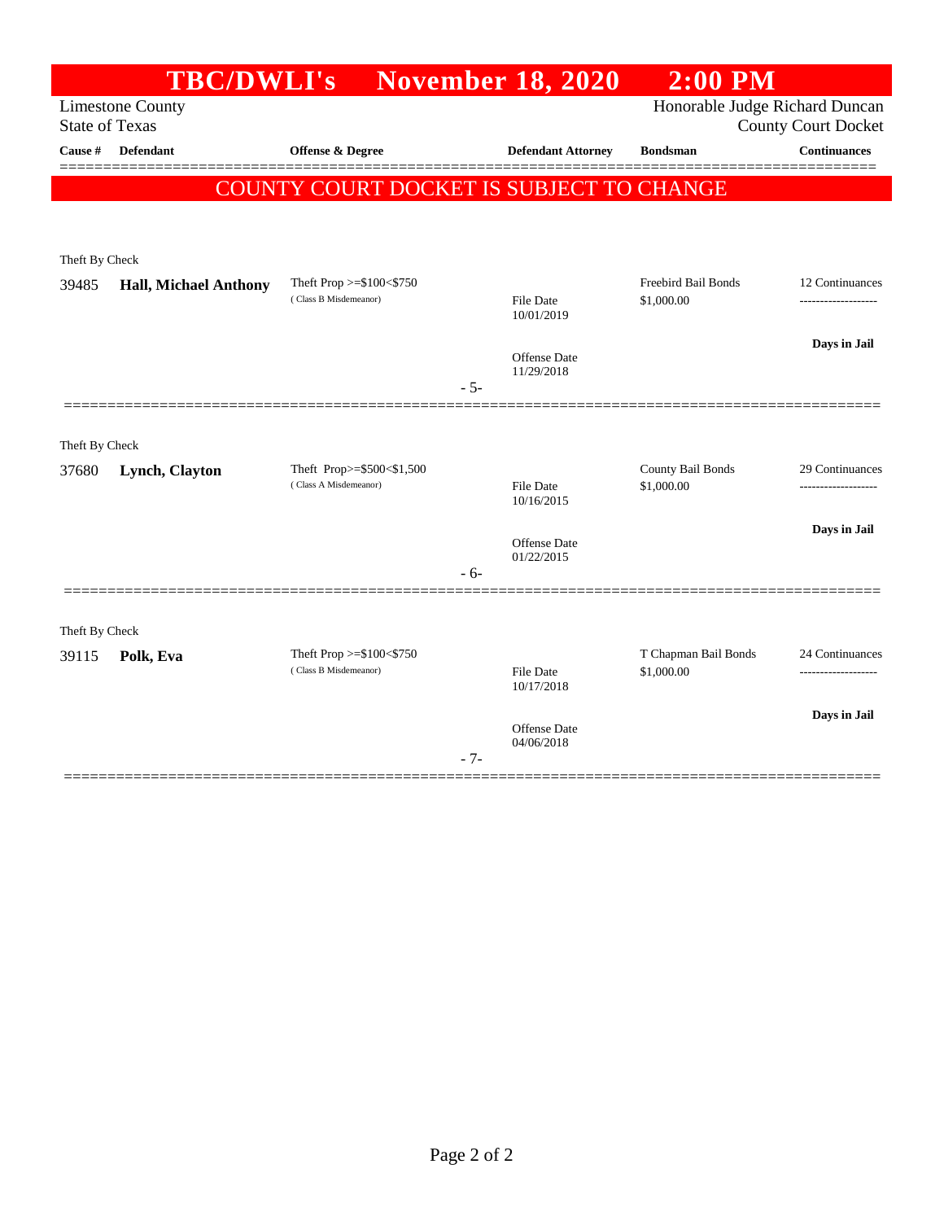# TBC/DWLI's November 18, 2020 2:00 PM

Limestone County
State of Texas

Honorable Judge Richard Duncan
County Court Docket

| Cause # | Defendant | Offense & Degree | Defendant Attorney | Bondsman | Continuances |
|---|---|---|---|---|---|

**COUNTY COURT DOCKET IS SUBJECT TO CHANGE**

Theft By Check

| Cause # | Defendant | Offense & Degree | Defendant Attorney | Bondsman | Continuances |
|---|---|---|---|---|---|
| 39485 | **Hall, Michael Anthony** | Theft Prop >=$100<$750 (Class B Misdemeanor) | File Date 10/01/2019<br>Offense Date 11/29/2018 | Freebird Bail Bonds $1,000.00 | 12 Continuances<br>-------------------<br>**Days in Jail** |

- 5-

Theft By Check

| Cause # | Defendant | Offense & Degree | Defendant Attorney | Bondsman | Continuances |
|---|---|---|---|---|---|
| 37680 | **Lynch, Clayton** | Theft Prop>=$500<$1,500 (Class A Misdemeanor) | File Date 10/16/2015<br>Offense Date 01/22/2015 | County Bail Bonds $1,000.00 | 29 Continuances<br>-------------------<br>**Days in Jail** |

- 6-

Theft By Check

| Cause # | Defendant | Offense & Degree | Defendant Attorney | Bondsman | Continuances |
|---|---|---|---|---|---|
| 39115 | **Polk, Eva** | Theft Prop >=$100<$750 (Class B Misdemeanor) | File Date 10/17/2018<br>Offense Date 04/06/2018 | T Chapman Bail Bonds $1,000.00 | 24 Continuances<br>-------------------<br>**Days in Jail** |

- 7-